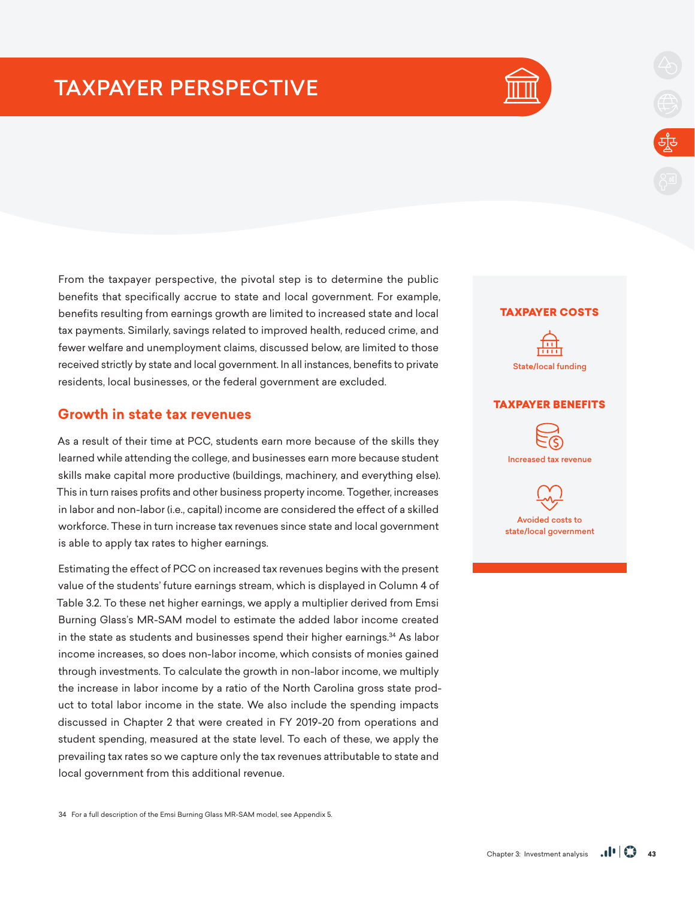# TAXPAYER PERSPECTIVE

From the taxpayer perspective, the pivotal step is to determine the public benefits that specifically accrue to state and local government. For example, benefits resulting from earnings growth are limited to increased state and local tax payments. Similarly, savings related to improved health, reduced crime, and fewer welfare and unemployment claims, discussed below, are limited to those received strictly by state and local government. In all instances, benefits to private residents, local businesses, or the federal government are excluded.

**TAXPAYER COSTS**

State/local funding

**TAXPAYER BENEFITS**

Increased tax revenue

Avoided costs to state/local government

## Growth in state tax revenues

As a result of their time at PCC, students earn more because of the skills they learned while attending the college, and businesses earn more because student skills make capital more productive (buildings, machinery, and everything else). This in turn raises profits and other business property income. Together, increases in labor and non-labor (i.e., capital) income are considered the effect of a skilled workforce. These in turn increase tax revenues since state and local government is able to apply tax rates to higher earnings.

Estimating the effect of PCC on increased tax revenues begins with the present value of the students' future earnings stream, which is displayed in Column 4 of Table 3.2. To these net higher earnings, we apply a multiplier derived from Emsi Burning Glass's MR-SAM model to estimate the added labor income created in the state as students and businesses spend their higher earnings.[34] As labor income increases, so does non-labor income, which consists of monies gained through investments. To calculate the growth in non-labor income, we multiply the increase in labor income by a ratio of the North Carolina gross state product to total labor income in the state. We also include the spending impacts discussed in Chapter 2 that were created in FY 2019-20 from operations and student spending, measured at the state level. To each of these, we apply the prevailing tax rates so we capture only the tax revenues attributable to state and local government from this additional revenue.

34 For a full description of the Emsi Burning Glass MR-SAM model, see Appendix 5.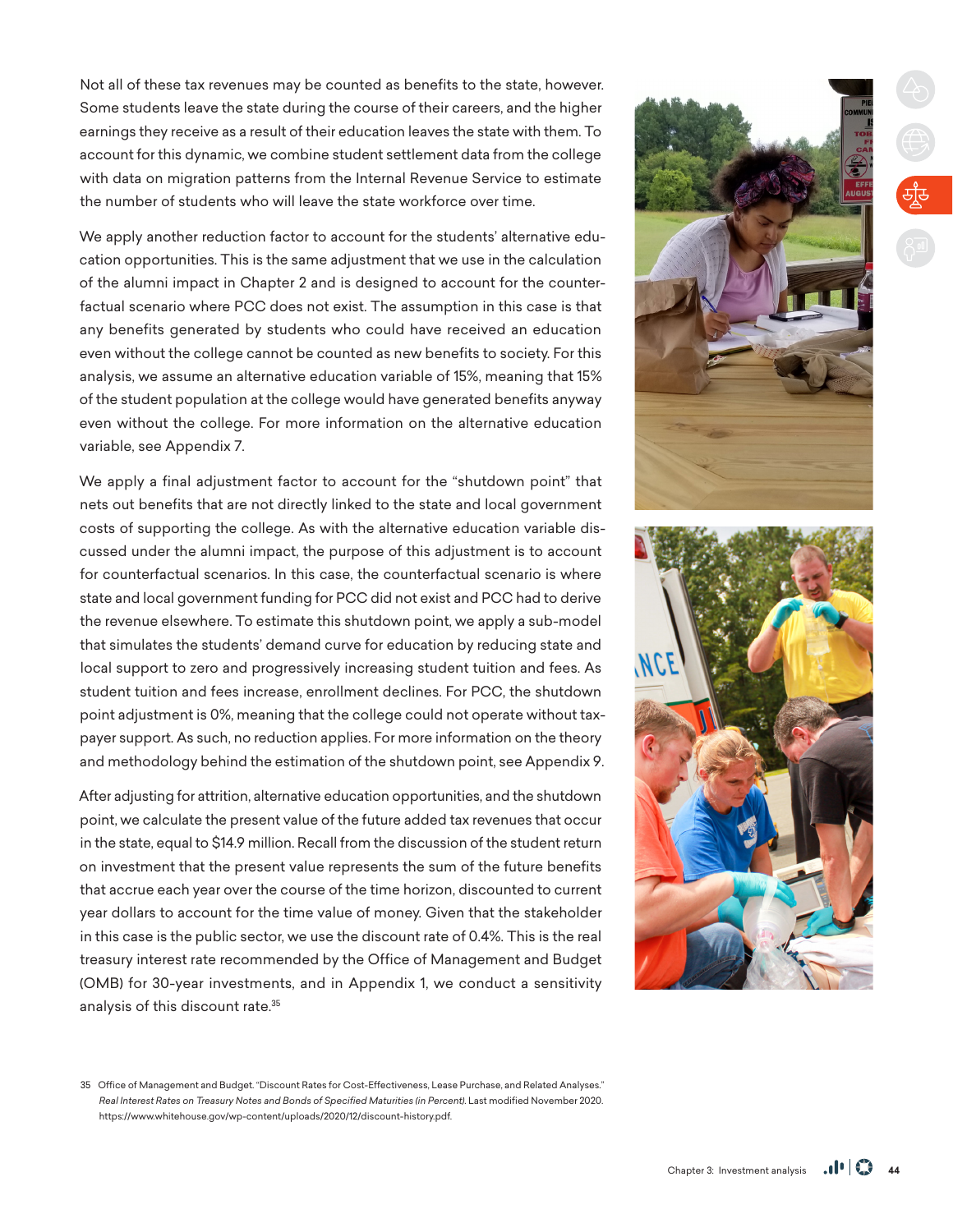Not all of these tax revenues may be counted as benefits to the state, however. Some students leave the state during the course of their careers, and the higher earnings they receive as a result of their education leaves the state with them. To account for this dynamic, we combine student settlement data from the college with data on migration patterns from the Internal Revenue Service to estimate the number of students who will leave the state workforce over time.

We apply another reduction factor to account for the students' alternative education opportunities. This is the same adjustment that we use in the calculation of the alumni impact in Chapter 2 and is designed to account for the counterfactual scenario where PCC does not exist. The assumption in this case is that any benefits generated by students who could have received an education even without the college cannot be counted as new benefits to society. For this analysis, we assume an alternative education variable of 15%, meaning that 15% of the student population at the college would have generated benefits anyway even without the college. For more information on the alternative education variable, see Appendix 7.

We apply a final adjustment factor to account for the "shutdown point" that nets out benefits that are not directly linked to the state and local government costs of supporting the college. As with the alternative education variable discussed under the alumni impact, the purpose of this adjustment is to account for counterfactual scenarios. In this case, the counterfactual scenario is where state and local government funding for PCC did not exist and PCC had to derive the revenue elsewhere. To estimate this shutdown point, we apply a sub-model that simulates the students' demand curve for education by reducing state and local support to zero and progressively increasing student tuition and fees. As student tuition and fees increase, enrollment declines. For PCC, the shutdown point adjustment is 0%, meaning that the college could not operate without taxpayer support. As such, no reduction applies. For more information on the theory and methodology behind the estimation of the shutdown point, see Appendix 9.

After adjusting for attrition, alternative education opportunities, and the shutdown point, we calculate the present value of the future added tax revenues that occur in the state, equal to $14.9 million. Recall from the discussion of the student return on investment that the present value represents the sum of the future benefits that accrue each year over the course of the time horizon, discounted to current year dollars to account for the time value of money. Given that the stakeholder in this case is the public sector, we use the discount rate of 0.4%. This is the real treasury interest rate recommended by the Office of Management and Budget (OMB) for 30-year investments, and in Appendix 1, we conduct a sensitivity analysis of this discount rate.[35]

35 Office of Management and Budget. "Discount Rates for Cost-Effectiveness, Lease Purchase, and Related Analyses." *Real Interest Rates on Treasury Notes and Bonds of Specified Maturities (in Percent).* Last modified November 2020. https://www.whitehouse.gov/wp-content/uploads/2020/12/discount-history.pdf.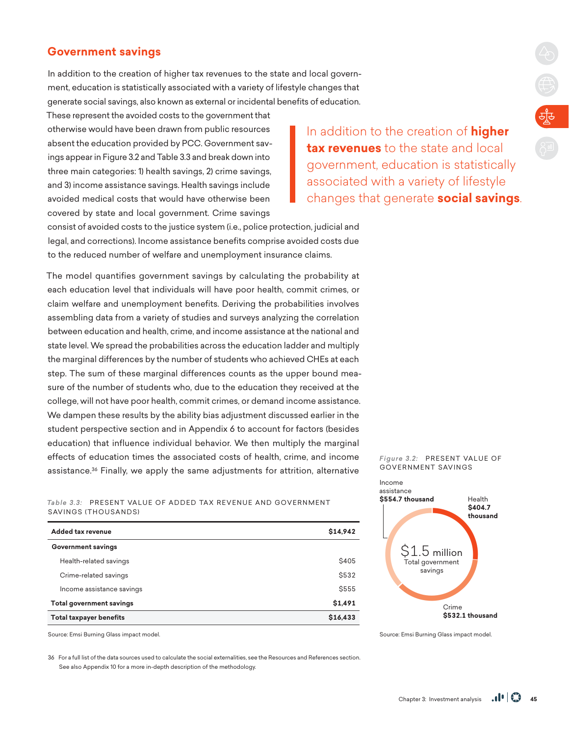## Government savings

In addition to the creation of higher tax revenues to the state and local government, education is statistically associated with a variety of lifestyle changes that generate social savings, also known as external or incidental benefits of education. These represent the avoided costs to the government that otherwise would have been drawn from public resources absent the education provided by PCC. Government savings appear in Figure 3.2 and Table 3.3 and break down into three main categories: 1) health savings, 2) crime savings, and 3) income assistance savings. Health savings include avoided medical costs that would have otherwise been covered by state and local government. Crime savings consist of avoided costs to the justice system (i.e., police protection, judicial and legal, and corrections). Income assistance benefits comprise avoided costs due to the reduced number of welfare and unemployment insurance claims.

> In addition to the creation of **higher tax revenues** to the state and local government, education is statistically associated with a variety of lifestyle changes that generate **social savings**.

The model quantifies government savings by calculating the probability at each education level that individuals will have poor health, commit crimes, or claim welfare and unemployment benefits. Deriving the probabilities involves assembling data from a variety of studies and surveys analyzing the correlation between education and health, crime, and income assistance at the national and state level. We spread the probabilities across the education ladder and multiply the marginal differences by the number of students who achieved CHEs at each step. The sum of these marginal differences counts as the upper bound measure of the number of students who, due to the education they received at the college, will not have poor health, commit crimes, or demand income assistance. We dampen these results by the ability bias adjustment discussed earlier in the student perspective section and in Appendix 6 to account for factors (besides education) that influence individual behavior. We then multiply the marginal effects of education times the associated costs of health, crime, and income assistance.[36] Finally, we apply the same adjustments for attrition, alternative

*Table 3.3:* PRESENT VALUE OF ADDED TAX REVENUE AND GOVERNMENT SAVINGS (THOUSANDS)

| | |
|---|---|
| **Added tax revenue** | **$14,942** |
| **Government savings** | |
| Health-related savings | $405 |
| Crime-related savings | $532 |
| Income assistance savings | $555 |
| **Total government savings** | **$1,491** |
| **Total taxpayer benefits** | **$16,433** |

Source: Emsi Burning Glass impact model.

*Figure 3.2:* PRESENT VALUE OF GOVERNMENT SAVINGS

Income assistance **$554.7 thousand**

Health **$404.7 thousand**

Crime **$532.1 thousand**

$1.5 million Total government savings

Source: Emsi Burning Glass impact model.

36 For a full list of the data sources used to calculate the social externalities, see the Resources and References section. See also Appendix 10 for a more in-depth description of the methodology.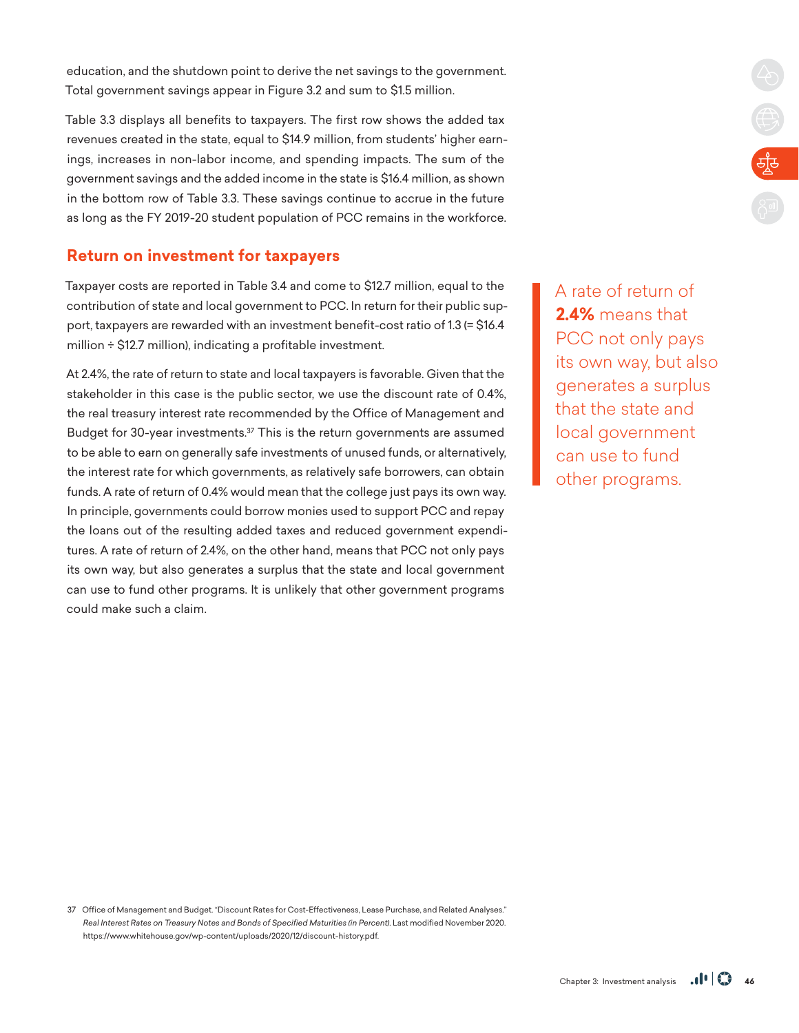education, and the shutdown point to derive the net savings to the government. Total government savings appear in Figure 3.2 and sum to $1.5 million.

Table 3.3 displays all benefits to taxpayers. The first row shows the added tax revenues created in the state, equal to $14.9 million, from students' higher earnings, increases in non-labor income, and spending impacts. The sum of the government savings and the added income in the state is $16.4 million, as shown in the bottom row of Table 3.3. These savings continue to accrue in the future as long as the FY 2019-20 student population of PCC remains in the workforce.

## Return on investment for taxpayers

Taxpayer costs are reported in Table 3.4 and come to $12.7 million, equal to the contribution of state and local government to PCC. In return for their public support, taxpayers are rewarded with an investment benefit-cost ratio of 1.3 (= $16.4 million ÷ $12.7 million), indicating a profitable investment.

At 2.4%, the rate of return to state and local taxpayers is favorable. Given that the stakeholder in this case is the public sector, we use the discount rate of 0.4%, the real treasury interest rate recommended by the Office of Management and Budget for 30-year investments.[37] This is the return governments are assumed to be able to earn on generally safe investments of unused funds, or alternatively, the interest rate for which governments, as relatively safe borrowers, can obtain funds. A rate of return of 0.4% would mean that the college just pays its own way. In principle, governments could borrow monies used to support PCC and repay the loans out of the resulting added taxes and reduced government expenditures. A rate of return of 2.4%, on the other hand, means that PCC not only pays its own way, but also generates a surplus that the state and local government can use to fund other programs. It is unlikely that other government programs could make such a claim.

> A rate of return of **2.4%** means that PCC not only pays its own way, but also generates a surplus that the state and local government can use to fund other programs.

37 Office of Management and Budget. "Discount Rates for Cost-Effectiveness, Lease Purchase, and Related Analyses." *Real Interest Rates on Treasury Notes and Bonds of Specified Maturities (in Percent).* Last modified November 2020. https://www.whitehouse.gov/wp-content/uploads/2020/12/discount-history.pdf.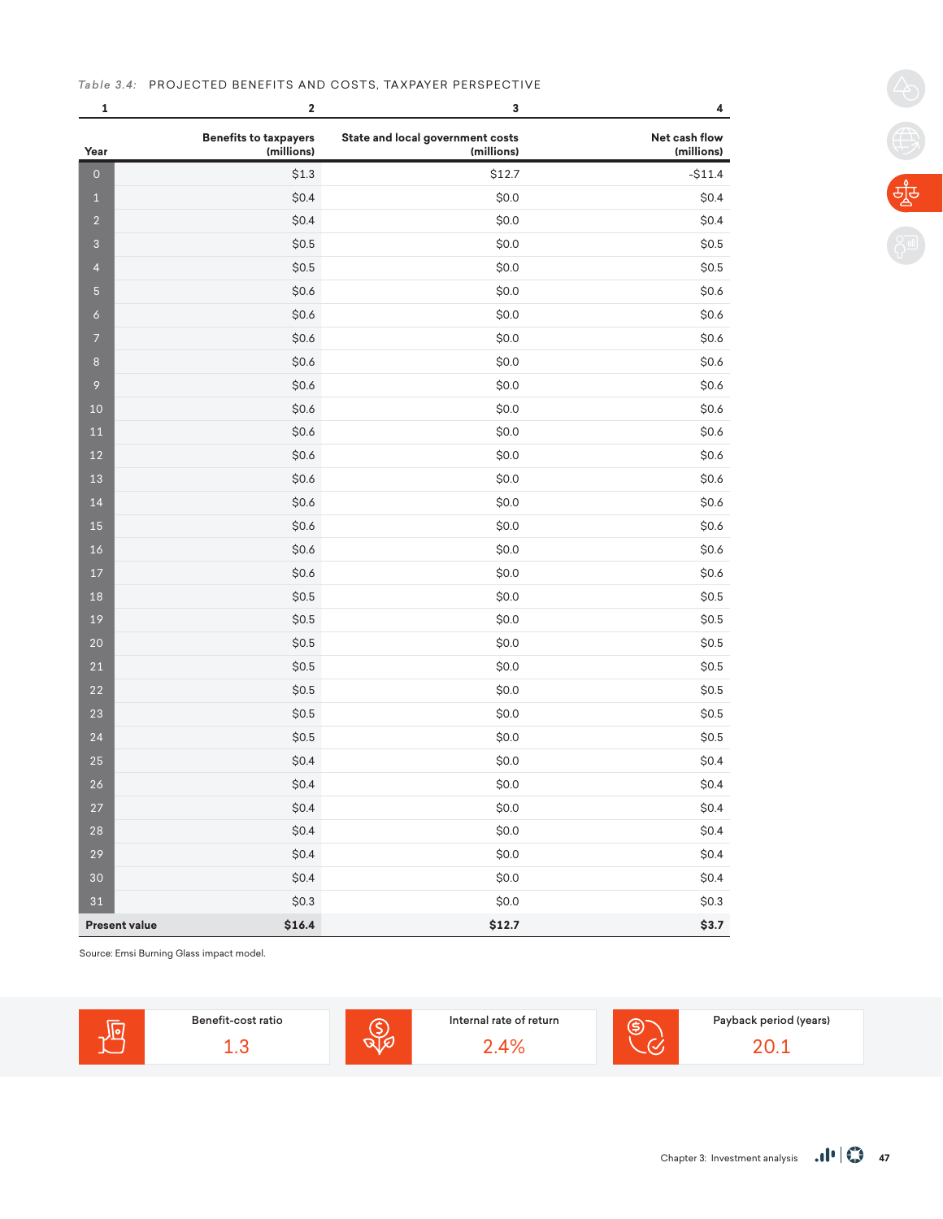*Table 3.4:* PROJECTED BENEFITS AND COSTS, TAXPAYER PERSPECTIVE

| 1<br>Year | 2<br>Benefits to taxpayers (millions) | 3<br>State and local government costs (millions) | 4<br>Net cash flow (millions) |
|---|---|---|---|
| 0 | $1.3 | $12.7 | -$11.4 |
| 1 | $0.4 | $0.0 | $0.4 |
| 2 | $0.4 | $0.0 | $0.4 |
| 3 | $0.5 | $0.0 | $0.5 |
| 4 | $0.5 | $0.0 | $0.5 |
| 5 | $0.6 | $0.0 | $0.6 |
| 6 | $0.6 | $0.0 | $0.6 |
| 7 | $0.6 | $0.0 | $0.6 |
| 8 | $0.6 | $0.0 | $0.6 |
| 9 | $0.6 | $0.0 | $0.6 |
| 10 | $0.6 | $0.0 | $0.6 |
| 11 | $0.6 | $0.0 | $0.6 |
| 12 | $0.6 | $0.0 | $0.6 |
| 13 | $0.6 | $0.0 | $0.6 |
| 14 | $0.6 | $0.0 | $0.6 |
| 15 | $0.6 | $0.0 | $0.6 |
| 16 | $0.6 | $0.0 | $0.6 |
| 17 | $0.6 | $0.0 | $0.6 |
| 18 | $0.5 | $0.0 | $0.5 |
| 19 | $0.5 | $0.0 | $0.5 |
| 20 | $0.5 | $0.0 | $0.5 |
| 21 | $0.5 | $0.0 | $0.5 |
| 22 | $0.5 | $0.0 | $0.5 |
| 23 | $0.5 | $0.0 | $0.5 |
| 24 | $0.5 | $0.0 | $0.5 |
| 25 | $0.4 | $0.0 | $0.4 |
| 26 | $0.4 | $0.0 | $0.4 |
| 27 | $0.4 | $0.0 | $0.4 |
| 28 | $0.4 | $0.0 | $0.4 |
| 29 | $0.4 | $0.0 | $0.4 |
| 30 | $0.4 | $0.0 | $0.4 |
| 31 | $0.3 | $0.0 | $0.3 |
| **Present value** | **$16.4** | **$12.7** | **$3.7** |

Source: Emsi Burning Glass impact model.

Benefit-cost ratio
1.3

Internal rate of return
2.4%

Payback period (years)
20.1